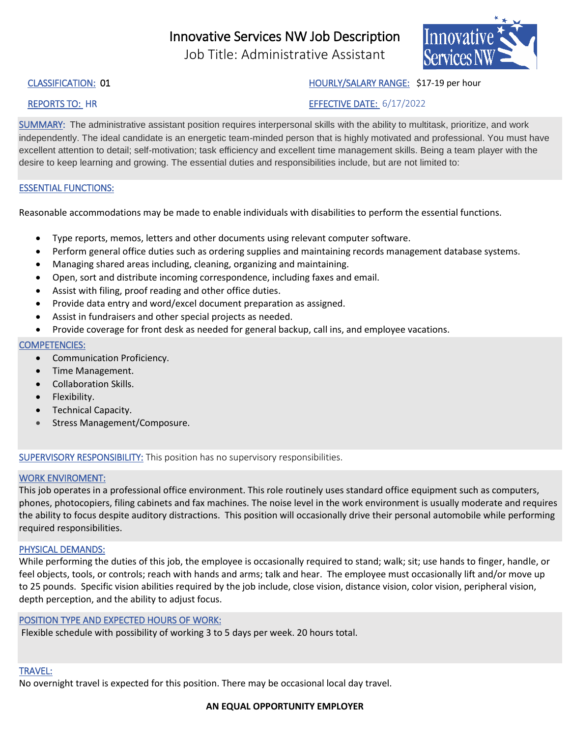# Innovative Services NW Job Description

## Job Title: Administrative Assistant

CLASSIFICATION: 01

HOURLY/SALARY RANGE: $17-19 per hour

REPORTS TO: HR

EFFECTIVE DATE: 6/17/2022

SUMMARY: The administrative assistant position requires interpersonal skills with the ability to multitask, prioritize, and work independently. The ideal candidate is an energetic team-minded person that is highly motivated and professional. You must have excellent attention to detail; self-motivation; task efficiency and excellent time management skills. Being a team player with the desire to keep learning and growing. The essential duties and responsibilities include, but are not limited to:

ESSENTIAL FUNCTIONS:

Reasonable accommodations may be made to enable individuals with disabilities to perform the essential functions.

- Type reports, memos, letters and other documents using relevant computer software.
- Perform general office duties such as ordering supplies and maintaining records management database systems.
- Managing shared areas including, cleaning, organizing and maintaining.
- Open, sort and distribute incoming correspondence, including faxes and email.
- Assist with filing, proof reading and other office duties.
- Provide data entry and word/excel document preparation as assigned.
- Assist in fundraisers and other special projects as needed.
- Provide coverage for front desk as needed for general backup, call ins, and employee vacations.

COMPETENCIES:

- Communication Proficiency.
- Time Management.
- Collaboration Skills.
- Flexibility.
- Technical Capacity.
- Stress Management/Composure.

SUPERVISORY RESPONSIBILITY: This position has no supervisory responsibilities.

WORK ENVIROMENT:
This job operates in a professional office environment. This role routinely uses standard office equipment such as computers, phones, photocopiers, filing cabinets and fax machines. The noise level in the work environment is usually moderate and requires the ability to focus despite auditory distractions. This position will occasionally drive their personal automobile while performing required responsibilities.

PHYSICAL DEMANDS:
While performing the duties of this job, the employee is occasionally required to stand; walk; sit; use hands to finger, handle, or feel objects, tools, or controls; reach with hands and arms; talk and hear. The employee must occasionally lift and/or move up to 25 pounds. Specific vision abilities required by the job include, close vision, distance vision, color vision, peripheral vision, depth perception, and the ability to adjust focus.

POSITION TYPE AND EXPECTED HOURS OF WORK:
Flexible schedule with possibility of working 3 to 5 days per week. 20 hours total.

TRAVEL:
No overnight travel is expected for this position. There may be occasional local day travel.

**AN EQUAL OPPORTUNITY EMPLOYER**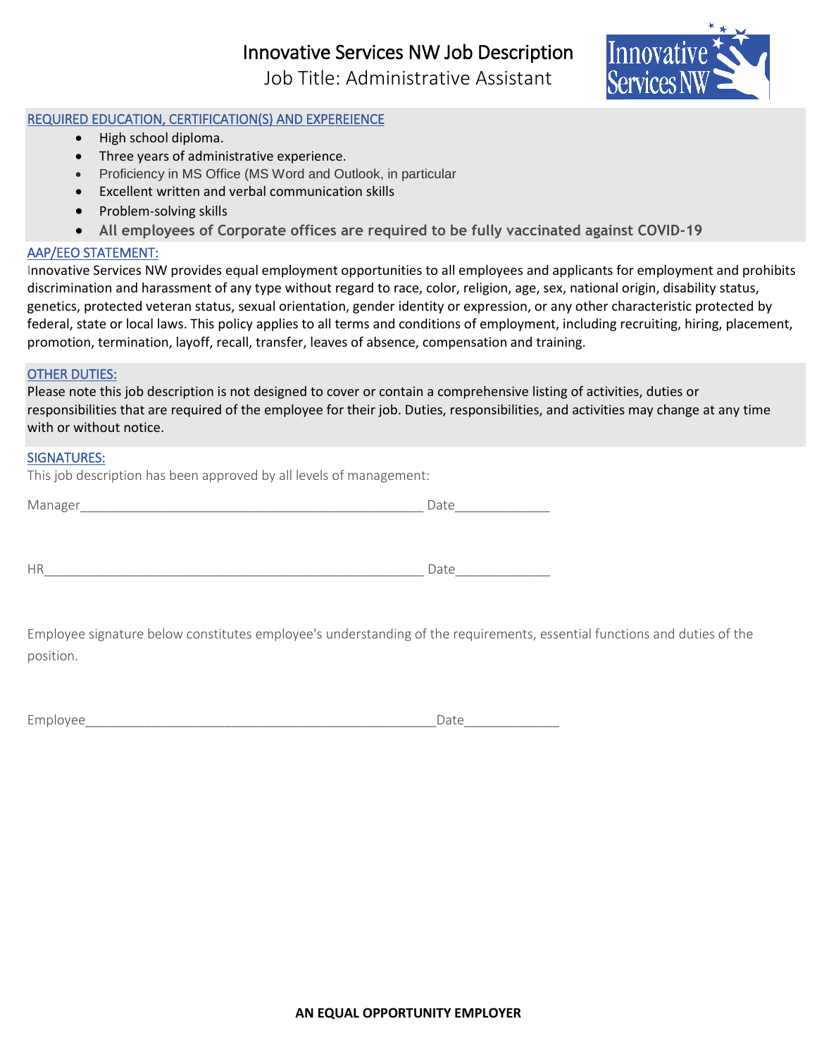# Innovative Services NW Job Description

Job Title: Administrative Assistant

## REQUIRED EDUCATION, CERTIFICATION(S) AND EXPEREIENCE

- High school diploma.
- Three years of administrative experience.
- Proficiency in MS Office (MS Word and Outlook, in particular
- Excellent written and verbal communication skills
- Problem-solving skills
- **All employees of Corporate offices are required to be fully vaccinated against COVID-19**

## AAP/EEO STATEMENT:

Innovative Services NW provides equal employment opportunities to all employees and applicants for employment and prohibits discrimination and harassment of any type without regard to race, color, religion, age, sex, national origin, disability status, genetics, protected veteran status, sexual orientation, gender identity or expression, or any other characteristic protected by federal, state or local laws. This policy applies to all terms and conditions of employment, including recruiting, hiring, placement, promotion, termination, layoff, recall, transfer, leaves of absence, compensation and training.

## OTHER DUTIES:

Please note this job description is not designed to cover or contain a comprehensive listing of activities, duties or responsibilities that are required of the employee for their job. Duties, responsibilities, and activities may change at any time with or without notice.

## SIGNATURES:

This job description has been approved by all levels of management:

Manager_______________________________________________ Date_____________

HR____________________________________________________ Date_____________

Employee signature below constitutes employee's understanding of the requirements, essential functions and duties of the position.

Employee______________________________________________ Date_____________

**AN EQUAL OPPORTUNITY EMPLOYER**